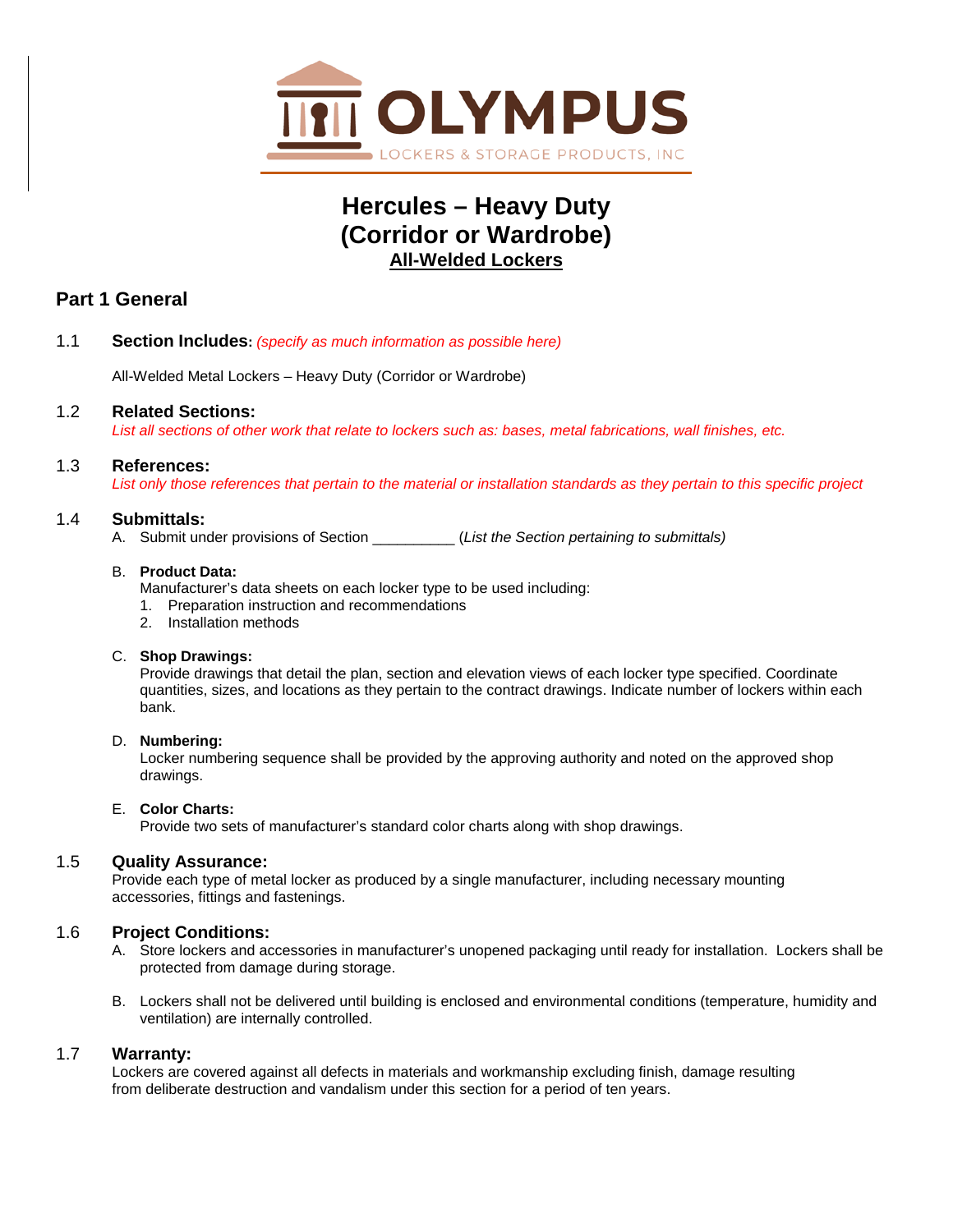OLYMPUS

LOCKERS & STORAGE PRODUCTS, INC

# Hercules – Heavy Duty (Corridor or Wardrobe)

**All-Welded Lockers**

## Part 1 General

### 1.1 Section Includes: *(specify as much information as possible here)*

All-Welded Metal Lockers – Heavy Duty (Corridor or Wardrobe)

### 1.2 Related Sections:

*List all sections of other work that relate to lockers such as: bases, metal fabrications, wall finishes, etc.*

### 1.3 References:

*List only those references that pertain to the material or installation standards as they pertain to this specific project*

### 1.4 Submittals:

A. Submit under provisions of Section __________ (*List the Section pertaining to submittals)*

B. **Product Data:**
Manufacturer's data sheets on each locker type to be used including:
1. Preparation instruction and recommendations
2. Installation methods

C. **Shop Drawings:**
Provide drawings that detail the plan, section and elevation views of each locker type specified. Coordinate quantities, sizes, and locations as they pertain to the contract drawings. Indicate number of lockers within each bank.

D. **Numbering:**
Locker numbering sequence shall be provided by the approving authority and noted on the approved shop drawings.

E. **Color Charts:**
Provide two sets of manufacturer's standard color charts along with shop drawings.

### 1.5 Quality Assurance:

Provide each type of metal locker as produced by a single manufacturer, including necessary mounting accessories, fittings and fastenings.

### 1.6 Project Conditions:

A. Store lockers and accessories in manufacturer's unopened packaging until ready for installation. Lockers shall be protected from damage during storage.

B. Lockers shall not be delivered until building is enclosed and environmental conditions (temperature, humidity and ventilation) are internally controlled.

### 1.7 Warranty:

Lockers are covered against all defects in materials and workmanship excluding finish, damage resulting from deliberate destruction and vandalism under this section for a period of ten years.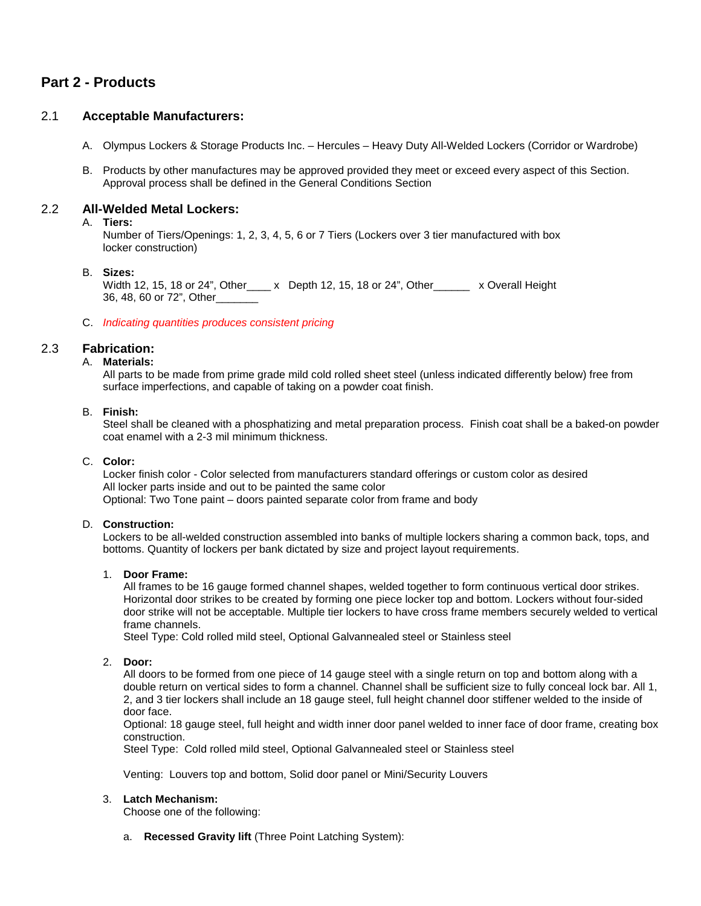## Part 2 - Products

### 2.1 Acceptable Manufacturers:

A. Olympus Lockers & Storage Products Inc. – Hercules – Heavy Duty All-Welded Lockers (Corridor or Wardrobe)

B. Products by other manufactures may be approved provided they meet or exceed every aspect of this Section. Approval process shall be defined in the General Conditions Section

### 2.2 All-Welded Metal Lockers:

A. **Tiers:**
Number of Tiers/Openings: 1, 2, 3, 4, 5, 6 or 7 Tiers (Lockers over 3 tier manufactured with box locker construction)

B. **Sizes:**
Width 12, 15, 18 or 24", Other____ x Depth 12, 15, 18 or 24", Other______ x Overall Height 36, 48, 60 or 72", Other_______

C. *Indicating quantities produces consistent pricing*

### 2.3 Fabrication:

A. **Materials:**
All parts to be made from prime grade mild cold rolled sheet steel (unless indicated differently below) free from surface imperfections, and capable of taking on a powder coat finish.

B. **Finish:**
Steel shall be cleaned with a phosphatizing and metal preparation process. Finish coat shall be a baked-on powder coat enamel with a 2-3 mil minimum thickness.

C. **Color:**
Locker finish color - Color selected from manufacturers standard offerings or custom color as desired
All locker parts inside and out to be painted the same color
Optional: Two Tone paint – doors painted separate color from frame and body

D. **Construction:**
Lockers to be all-welded construction assembled into banks of multiple lockers sharing a common back, tops, and bottoms. Quantity of lockers per bank dictated by size and project layout requirements.

1. **Door Frame:**
All frames to be 16 gauge formed channel shapes, welded together to form continuous vertical door strikes. Horizontal door strikes to be created by forming one piece locker top and bottom. Lockers without four-sided door strike will not be acceptable. Multiple tier lockers to have cross frame members securely welded to vertical frame channels.
Steel Type: Cold rolled mild steel, Optional Galvannealed steel or Stainless steel

2. **Door:**
All doors to be formed from one piece of 14 gauge steel with a single return on top and bottom along with a double return on vertical sides to form a channel. Channel shall be sufficient size to fully conceal lock bar. All 1, 2, and 3 tier lockers shall include an 18 gauge steel, full height channel door stiffener welded to the inside of door face.
Optional: 18 gauge steel, full height and width inner door panel welded to inner face of door frame, creating box construction.
Steel Type: Cold rolled mild steel, Optional Galvannealed steel or Stainless steel

   Venting: Louvers top and bottom, Solid door panel or Mini/Security Louvers

3. **Latch Mechanism:**
Choose one of the following:

   a. **Recessed Gravity lift** (Three Point Latching System):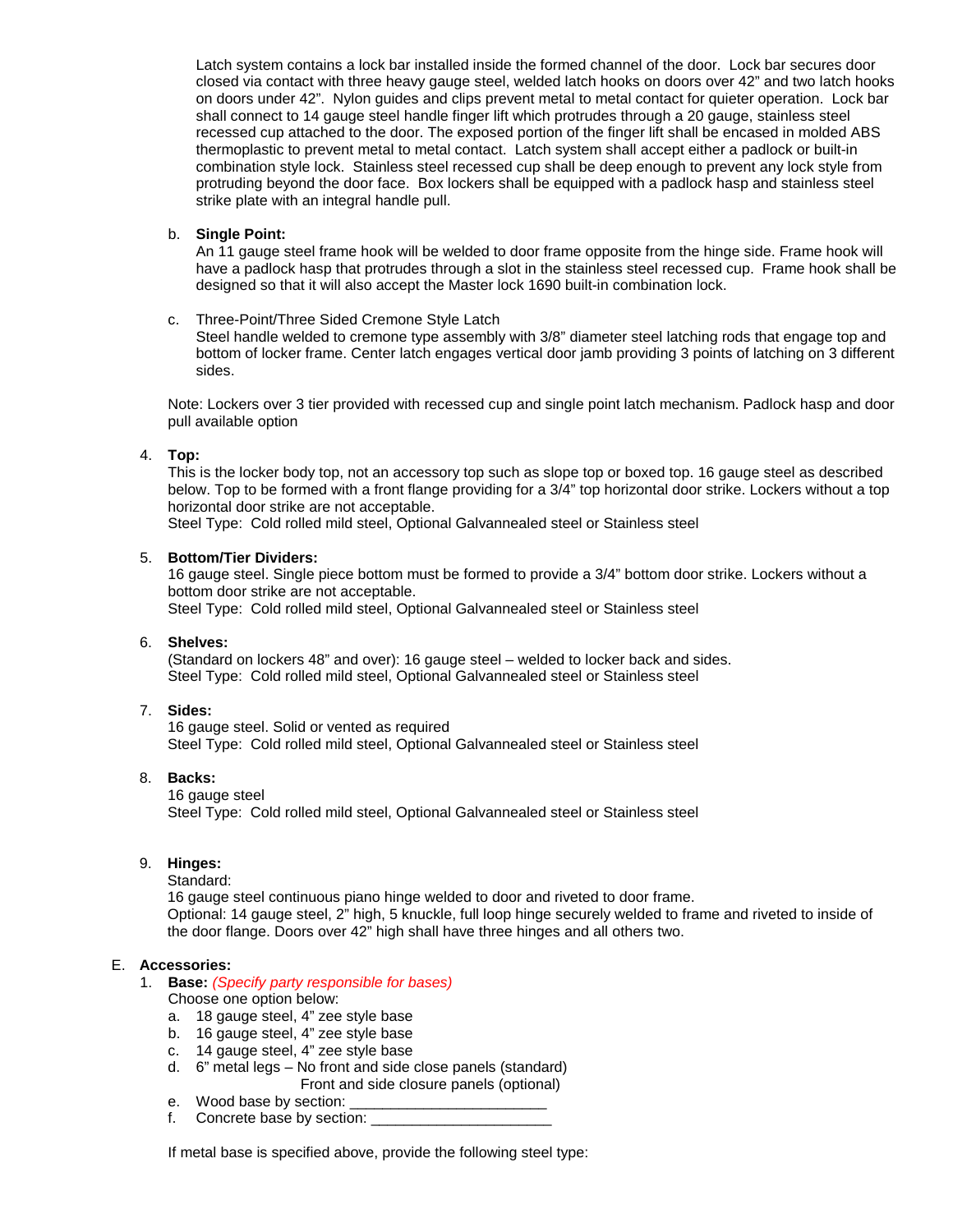Latch system contains a lock bar installed inside the formed channel of the door. Lock bar secures door closed via contact with three heavy gauge steel, welded latch hooks on doors over 42" and two latch hooks on doors under 42". Nylon guides and clips prevent metal to metal contact for quieter operation. Lock bar shall connect to 14 gauge steel handle finger lift which protrudes through a 20 gauge, stainless steel recessed cup attached to the door. The exposed portion of the finger lift shall be encased in molded ABS thermoplastic to prevent metal to metal contact. Latch system shall accept either a padlock or built-in combination style lock. Stainless steel recessed cup shall be deep enough to prevent any lock style from protruding beyond the door face. Box lockers shall be equipped with a padlock hasp and stainless steel strike plate with an integral handle pull.

b. **Single Point:**
   An 11 gauge steel frame hook will be welded to door frame opposite from the hinge side. Frame hook will have a padlock hasp that protrudes through a slot in the stainless steel recessed cup. Frame hook shall be designed so that it will also accept the Master lock 1690 built-in combination lock.

c. Three-Point/Three Sided Cremone Style Latch
   Steel handle welded to cremone type assembly with 3/8" diameter steel latching rods that engage top and bottom of locker frame. Center latch engages vertical door jamb providing 3 points of latching on 3 different sides.

Note: Lockers over 3 tier provided with recessed cup and single point latch mechanism. Padlock hasp and door pull available option

4. **Top:**
   This is the locker body top, not an accessory top such as slope top or boxed top. 16 gauge steel as described below. Top to be formed with a front flange providing for a 3/4" top horizontal door strike. Lockers without a top horizontal door strike are not acceptable.
   Steel Type: Cold rolled mild steel, Optional Galvannealed steel or Stainless steel

5. **Bottom/Tier Dividers:**
   16 gauge steel. Single piece bottom must be formed to provide a 3/4" bottom door strike. Lockers without a bottom door strike are not acceptable.
   Steel Type: Cold rolled mild steel, Optional Galvannealed steel or Stainless steel

6. **Shelves:**
   (Standard on lockers 48" and over): 16 gauge steel – welded to locker back and sides.
   Steel Type: Cold rolled mild steel, Optional Galvannealed steel or Stainless steel

7. **Sides:**
   16 gauge steel. Solid or vented as required
   Steel Type: Cold rolled mild steel, Optional Galvannealed steel or Stainless steel

8. **Backs:**
   16 gauge steel
   Steel Type: Cold rolled mild steel, Optional Galvannealed steel or Stainless steel

9. **Hinges:**
   Standard:
   16 gauge steel continuous piano hinge welded to door and riveted to door frame.
   Optional: 14 gauge steel, 2" high, 5 knuckle, full loop hinge securely welded to frame and riveted to inside of the door flange. Doors over 42" high shall have three hinges and all others two.

E. **Accessories:**

1. **Base:** *(Specify party responsible for bases)*
   Choose one option below:
   a. 18 gauge steel, 4" zee style base
   b. 16 gauge steel, 4" zee style base
   c. 14 gauge steel, 4" zee style base
   d. 6" metal legs – No front and side close panels (standard)
      Front and side closure panels (optional)
   e. Wood base by section: ________________________
   f. Concrete base by section: ______________________

   If metal base is specified above, provide the following steel type: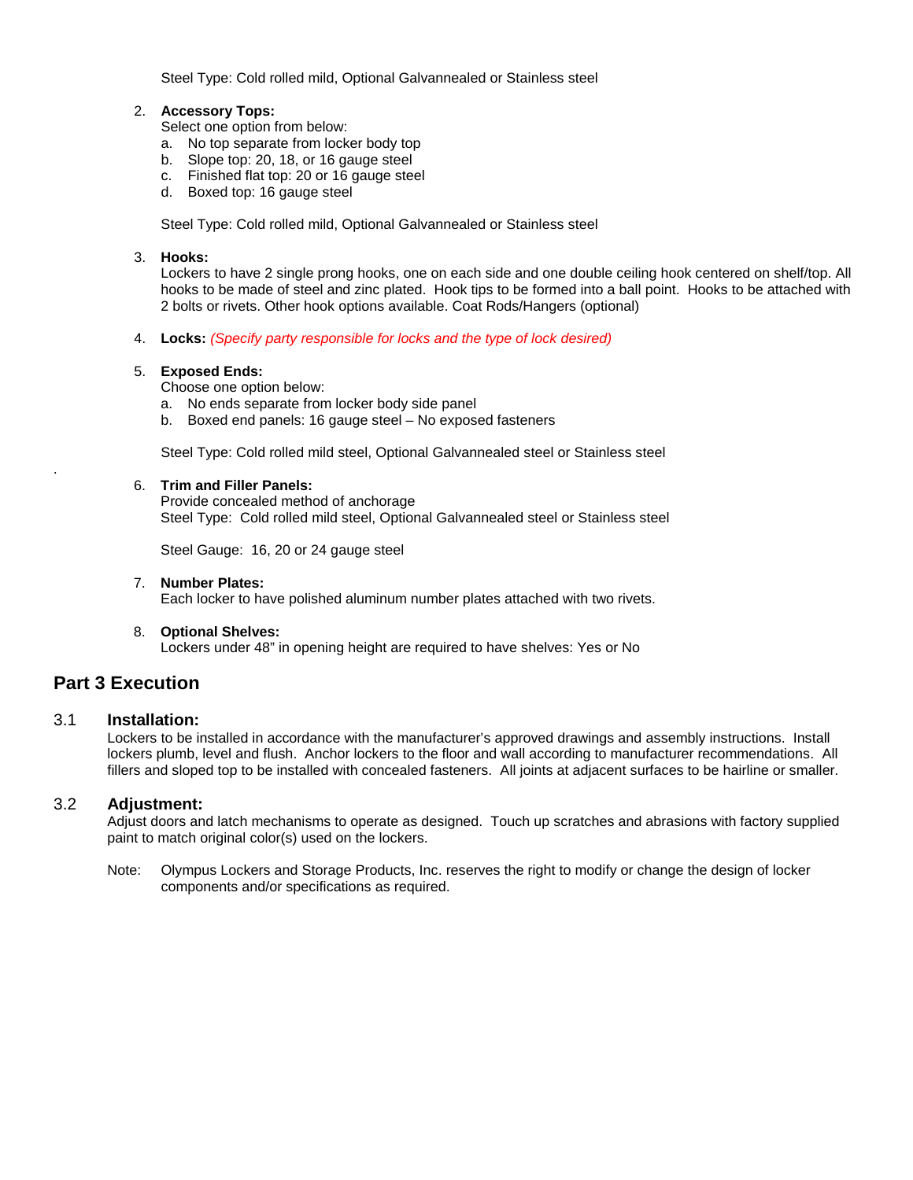Steel Type: Cold rolled mild, Optional Galvannealed or Stainless steel

2. **Accessory Tops:**
   Select one option from below:
   a. No top separate from locker body top
   b. Slope top: 20, 18, or 16 gauge steel
   c. Finished flat top: 20 or 16 gauge steel
   d. Boxed top: 16 gauge steel

   Steel Type: Cold rolled mild, Optional Galvannealed or Stainless steel

3. **Hooks:**
   Lockers to have 2 single prong hooks, one on each side and one double ceiling hook centered on shelf/top. All hooks to be made of steel and zinc plated. Hook tips to be formed into a ball point. Hooks to be attached with 2 bolts or rivets. Other hook options available. Coat Rods/Hangers (optional)

4. **Locks:** *(Specify party responsible for locks and the type of lock desired)*

5. **Exposed Ends:**
   Choose one option below:
   a. No ends separate from locker body side panel
   b. Boxed end panels: 16 gauge steel – No exposed fasteners

   Steel Type: Cold rolled mild steel, Optional Galvannealed steel or Stainless steel

6. **Trim and Filler Panels:**
   Provide concealed method of anchorage
   Steel Type: Cold rolled mild steel, Optional Galvannealed steel or Stainless steel

   Steel Gauge: 16, 20 or 24 gauge steel

7. **Number Plates:**
   Each locker to have polished aluminum number plates attached with two rivets.

8. **Optional Shelves:**
   Lockers under 48" in opening height are required to have shelves: Yes or No

## Part 3 Execution

### 3.1 Installation:

Lockers to be installed in accordance with the manufacturer's approved drawings and assembly instructions. Install lockers plumb, level and flush. Anchor lockers to the floor and wall according to manufacturer recommendations. All fillers and sloped top to be installed with concealed fasteners. All joints at adjacent surfaces to be hairline or smaller.

### 3.2 Adjustment:

Adjust doors and latch mechanisms to operate as designed. Touch up scratches and abrasions with factory supplied paint to match original color(s) used on the lockers.

Note: Olympus Lockers and Storage Products, Inc. reserves the right to modify or change the design of locker components and/or specifications as required.